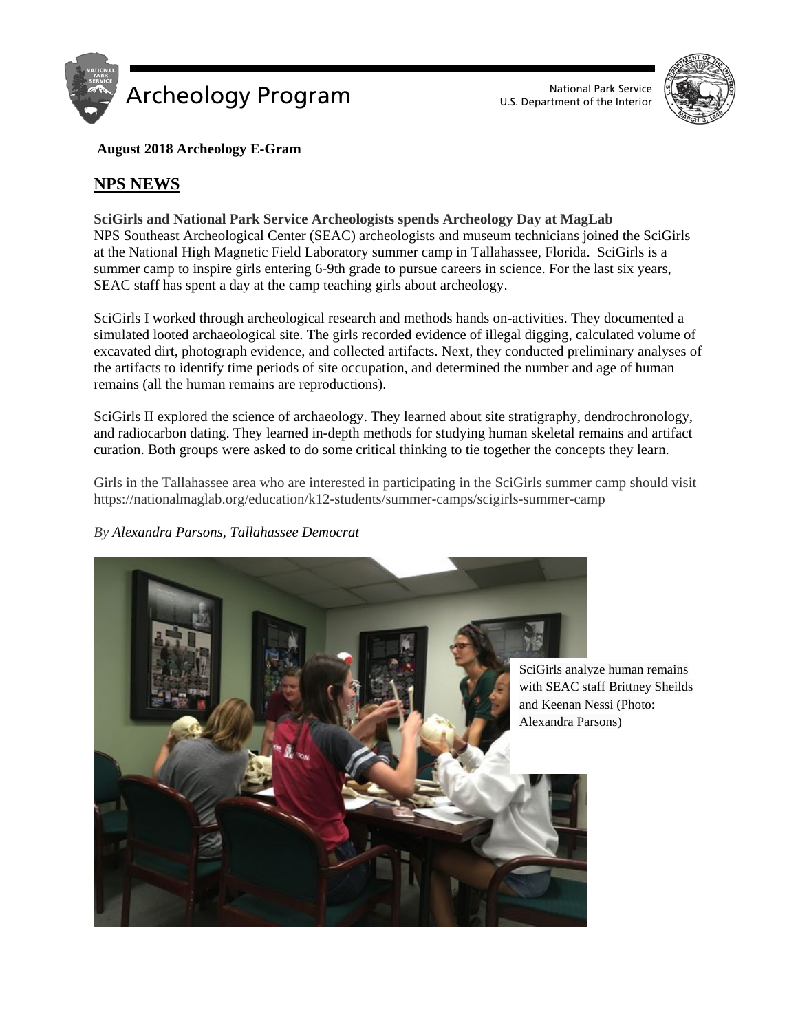# Archeology Program

National Park Service
U.S. Department of the Interior

**August 2018 Archeology E-Gram**

## NPS NEWS

**SciGirls and National Park Service Archeologists spends Archeology Day at MagLab**
NPS Southeast Archeological Center (SEAC) archeologists and museum technicians joined the SciGirls at the National High Magnetic Field Laboratory summer camp in Tallahassee, Florida. SciGirls is a summer camp to inspire girls entering 6-9th grade to pursue careers in science. For the last six years, SEAC staff has spent a day at the camp teaching girls about archeology.

SciGirls I worked through archeological research and methods hands on-activities. They documented a simulated looted archaeological site. The girls recorded evidence of illegal digging, calculated volume of excavated dirt, photograph evidence, and collected artifacts. Next, they conducted preliminary analyses of the artifacts to identify time periods of site occupation, and determined the number and age of human remains (all the human remains are reproductions).

SciGirls II explored the science of archaeology. They learned about site stratigraphy, dendrochronology, and radiocarbon dating. They learned in-depth methods for studying human skeletal remains and artifact curation. Both groups were asked to do some critical thinking to tie together the concepts they learn.

Girls in the Tallahassee area who are interested in participating in the SciGirls summer camp should visit https://nationalmaglab.org/education/k12-students/summer-camps/scigirls-summer-camp

*By Alexandra Parsons, Tallahassee Democrat*

SciGirls analyze human remains with SEAC staff Brittney Sheilds and Keenan Nessi (Photo: Alexandra Parsons)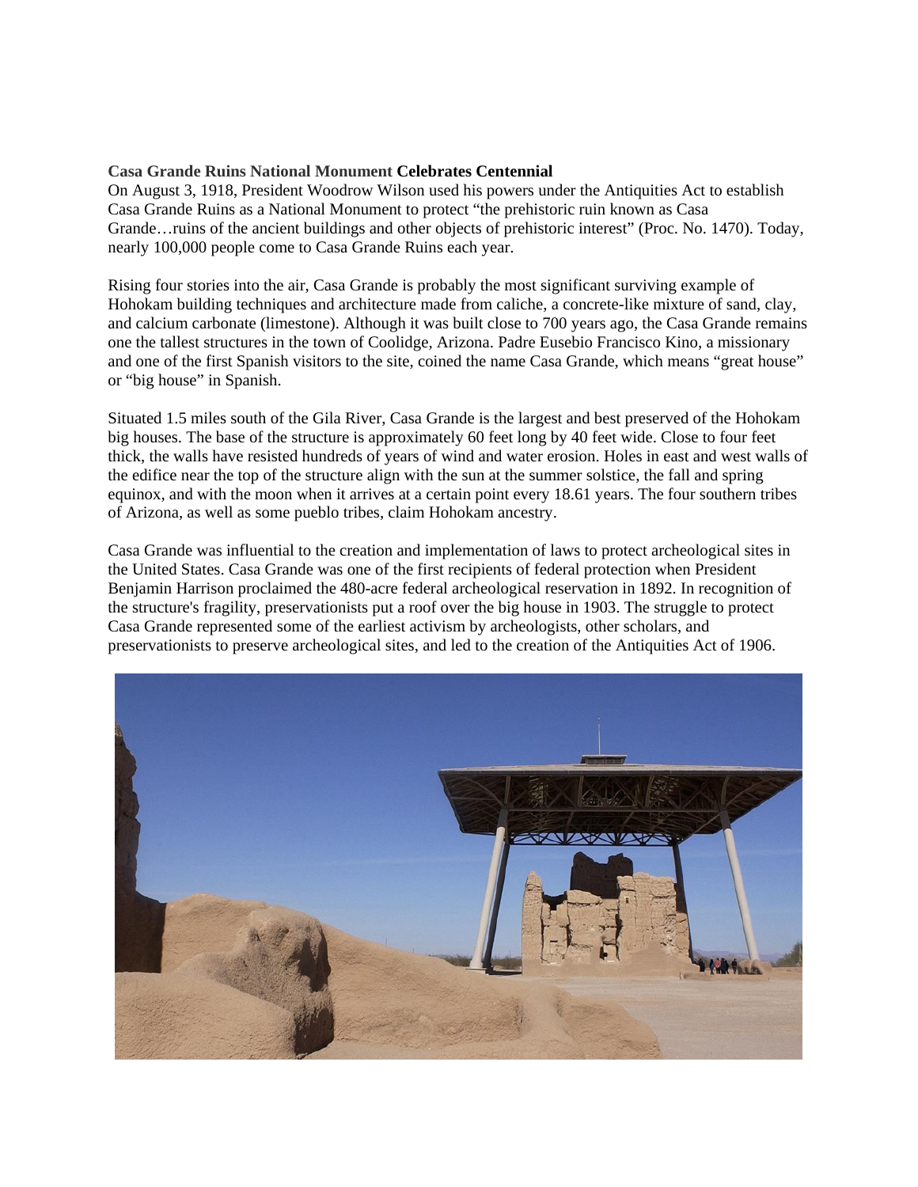**Casa Grande Ruins National Monument Celebrates Centennial**

On August 3, 1918, President Woodrow Wilson used his powers under the Antiquities Act to establish Casa Grande Ruins as a National Monument to protect "the prehistoric ruin known as Casa Grande…ruins of the ancient buildings and other objects of prehistoric interest" (Proc. No. 1470). Today, nearly 100,000 people come to Casa Grande Ruins each year.

Rising four stories into the air, Casa Grande is probably the most significant surviving example of Hohokam building techniques and architecture made from caliche, a concrete-like mixture of sand, clay, and calcium carbonate (limestone). Although it was built close to 700 years ago, the Casa Grande remains one the tallest structures in the town of Coolidge, Arizona. Padre Eusebio Francisco Kino, a missionary and one of the first Spanish visitors to the site, coined the name Casa Grande, which means "great house" or "big house" in Spanish.

Situated 1.5 miles south of the Gila River, Casa Grande is the largest and best preserved of the Hohokam big houses. The base of the structure is approximately 60 feet long by 40 feet wide. Close to four feet thick, the walls have resisted hundreds of years of wind and water erosion. Holes in east and west walls of the edifice near the top of the structure align with the sun at the summer solstice, the fall and spring equinox, and with the moon when it arrives at a certain point every 18.61 years. The four southern tribes of Arizona, as well as some pueblo tribes, claim Hohokam ancestry.

Casa Grande was influential to the creation and implementation of laws to protect archeological sites in the United States. Casa Grande was one of the first recipients of federal protection when President Benjamin Harrison proclaimed the 480-acre federal archeological reservation in 1892. In recognition of the structure's fragility, preservationists put a roof over the big house in 1903. The struggle to protect Casa Grande represented some of the earliest activism by archeologists, other scholars, and preservationists to preserve archeological sites, and led to the creation of the Antiquities Act of 1906.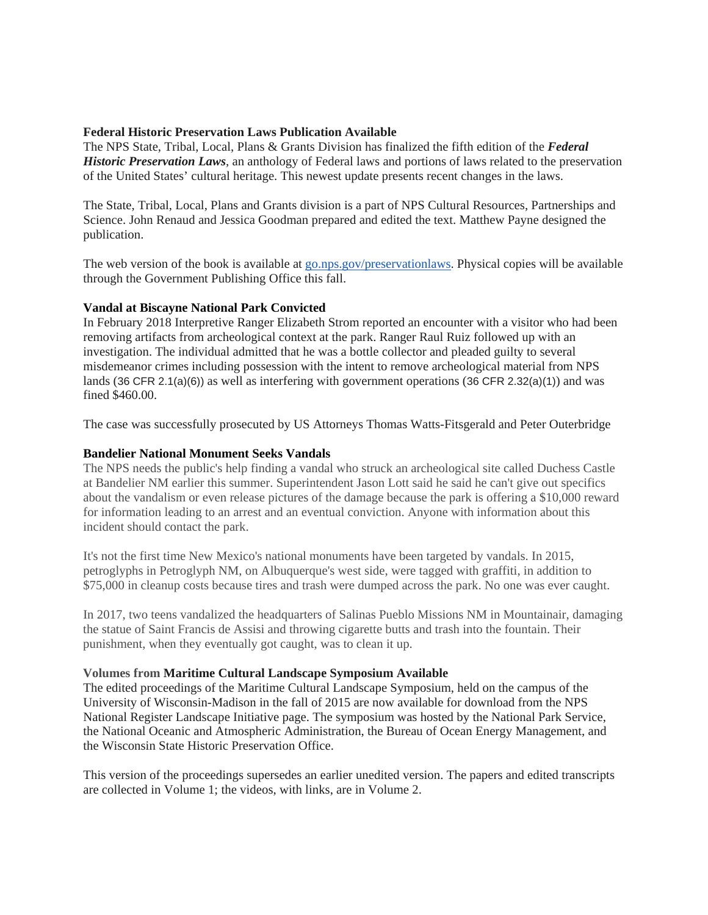**Federal Historic Preservation Laws Publication Available**

The NPS State, Tribal, Local, Plans & Grants Division has finalized the fifth edition of the ***Federal Historic Preservation Laws***, an anthology of Federal laws and portions of laws related to the preservation of the United States' cultural heritage. This newest update presents recent changes in the laws.

The State, Tribal, Local, Plans and Grants division is a part of NPS Cultural Resources, Partnerships and Science. John Renaud and Jessica Goodman prepared and edited the text. Matthew Payne designed the publication.

The web version of the book is available at go.nps.gov/preservationlaws. Physical copies will be available through the Government Publishing Office this fall.

**Vandal at Biscayne National Park Convicted**

In February 2018 Interpretive Ranger Elizabeth Strom reported an encounter with a visitor who had been removing artifacts from archeological context at the park. Ranger Raul Ruiz followed up with an investigation. The individual admitted that he was a bottle collector and pleaded guilty to several misdemeanor crimes including possession with the intent to remove archeological material from NPS lands (36 CFR 2.1(a)(6)) as well as interfering with government operations (36 CFR 2.32(a)(1)) and was fined $460.00.

The case was successfully prosecuted by US Attorneys Thomas Watts-Fitsgerald and Peter Outerbridge

**Bandelier National Monument Seeks Vandals**

The NPS needs the public's help finding a vandal who struck an archeological site called Duchess Castle at Bandelier NM earlier this summer. Superintendent Jason Lott said he said he can't give out specifics about the vandalism or even release pictures of the damage because the park is offering a $10,000 reward for information leading to an arrest and an eventual conviction. Anyone with information about this incident should contact the park.

It's not the first time New Mexico's national monuments have been targeted by vandals. In 2015, petroglyphs in Petroglyph NM, on Albuquerque's west side, were tagged with graffiti, in addition to $75,000 in cleanup costs because tires and trash were dumped across the park. No one was ever caught.

In 2017, two teens vandalized the headquarters of Salinas Pueblo Missions NM in Mountainair, damaging the statue of Saint Francis de Assisi and throwing cigarette butts and trash into the fountain. Their punishment, when they eventually got caught, was to clean it up.

**Volumes from Maritime Cultural Landscape Symposium Available**

The edited proceedings of the Maritime Cultural Landscape Symposium, held on the campus of the University of Wisconsin-Madison in the fall of 2015 are now available for download from the NPS National Register Landscape Initiative page. The symposium was hosted by the National Park Service, the National Oceanic and Atmospheric Administration, the Bureau of Ocean Energy Management, and the Wisconsin State Historic Preservation Office.

This version of the proceedings supersedes an earlier unedited version. The papers and edited transcripts are collected in Volume 1; the videos, with links, are in Volume 2.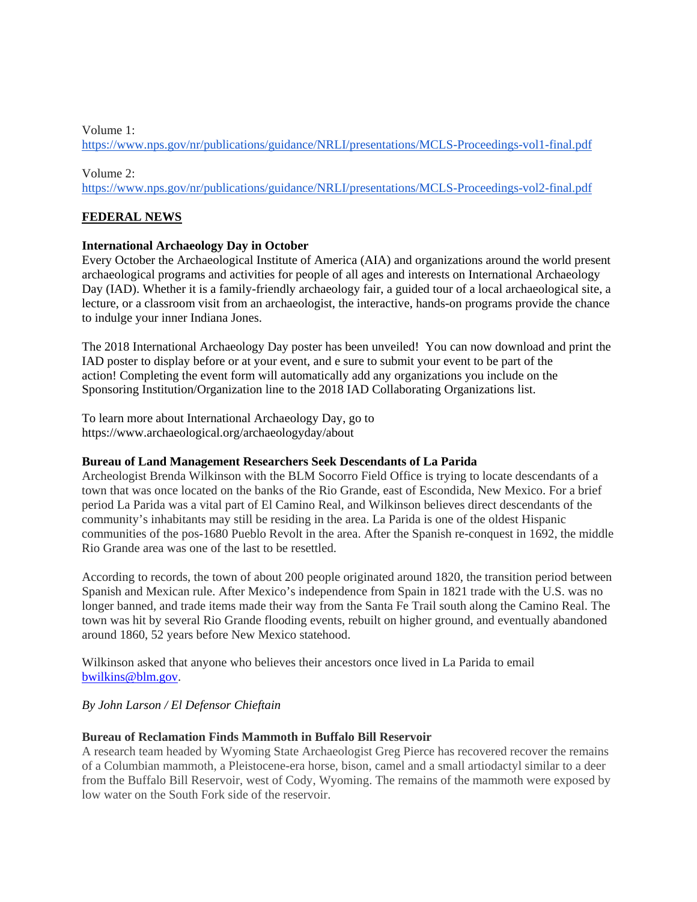Volume 1:
https://www.nps.gov/nr/publications/guidance/NRLI/presentations/MCLS-Proceedings-vol1-final.pdf

Volume 2:
https://www.nps.gov/nr/publications/guidance/NRLI/presentations/MCLS-Proceedings-vol2-final.pdf

## FEDERAL NEWS

### International Archaeology Day in October

Every October the Archaeological Institute of America (AIA) and organizations around the world present archaeological programs and activities for people of all ages and interests on International Archaeology Day (IAD). Whether it is a family-friendly archaeology fair, a guided tour of a local archaeological site, a lecture, or a classroom visit from an archaeologist, the interactive, hands-on programs provide the chance to indulge your inner Indiana Jones.

The 2018 International Archaeology Day poster has been unveiled! You can now download and print the IAD poster to display before or at your event, and e sure to submit your event to be part of the action! Completing the event form will automatically add any organizations you include on the Sponsoring Institution/Organization line to the 2018 IAD Collaborating Organizations list.

To learn more about International Archaeology Day, go to https://www.archaeological.org/archaeologyday/about

### Bureau of Land Management Researchers Seek Descendants of La Parida

Archeologist Brenda Wilkinson with the BLM Socorro Field Office is trying to locate descendants of a town that was once located on the banks of the Rio Grande, east of Escondida, New Mexico. For a brief period La Parida was a vital part of El Camino Real, and Wilkinson believes direct descendants of the community's inhabitants may still be residing in the area. La Parida is one of the oldest Hispanic communities of the pos-1680 Pueblo Revolt in the area. After the Spanish re-conquest in 1692, the middle Rio Grande area was one of the last to be resettled.

According to records, the town of about 200 people originated around 1820, the transition period between Spanish and Mexican rule. After Mexico's independence from Spain in 1821 trade with the U.S. was no longer banned, and trade items made their way from the Santa Fe Trail south along the Camino Real. The town was hit by several Rio Grande flooding events, rebuilt on higher ground, and eventually abandoned around 1860, 52 years before New Mexico statehood.

Wilkinson asked that anyone who believes their ancestors once lived in La Parida to email bwilkins@blm.gov.

*By John Larson / El Defensor Chieftain*

### Bureau of Reclamation Finds Mammoth in Buffalo Bill Reservoir

A research team headed by Wyoming State Archaeologist Greg Pierce has recovered recover the remains of a Columbian mammoth, a Pleistocene-era horse, bison, camel and a small artiodactyl similar to a deer from the Buffalo Bill Reservoir, west of Cody, Wyoming. The remains of the mammoth were exposed by low water on the South Fork side of the reservoir.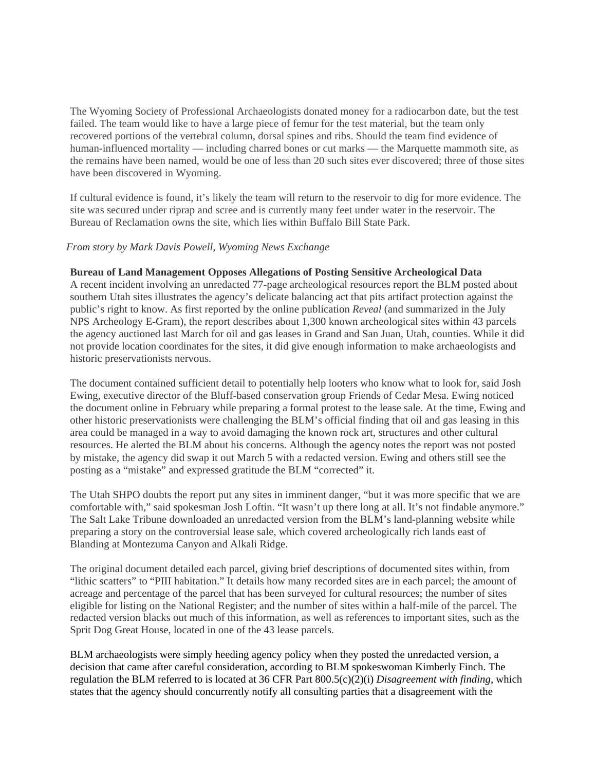The Wyoming Society of Professional Archaeologists donated money for a radiocarbon date, but the test failed. The team would like to have a large piece of femur for the test material, but the team only recovered portions of the vertebral column, dorsal spines and ribs. Should the team find evidence of human-influenced mortality — including charred bones or cut marks — the Marquette mammoth site, as the remains have been named, would be one of less than 20 such sites ever discovered; three of those sites have been discovered in Wyoming.

If cultural evidence is found, it's likely the team will return to the reservoir to dig for more evidence. The site was secured under riprap and scree and is currently many feet under water in the reservoir. The Bureau of Reclamation owns the site, which lies within Buffalo Bill State Park.

*From story by Mark Davis Powell, Wyoming News Exchange*

**Bureau of Land Management Opposes Allegations of Posting Sensitive Archeological Data**

A recent incident involving an unredacted 77-page archeological resources report the BLM posted about southern Utah sites illustrates the agency's delicate balancing act that pits artifact protection against the public's right to know. As first reported by the online publication *Reveal* (and summarized in the July NPS Archeology E-Gram), the report describes about 1,300 known archeological sites within 43 parcels the agency auctioned last March for oil and gas leases in Grand and San Juan, Utah, counties. While it did not provide location coordinates for the sites, it did give enough information to make archaeologists and historic preservationists nervous.

The document contained sufficient detail to potentially help looters who know what to look for, said Josh Ewing, executive director of the Bluff-based conservation group Friends of Cedar Mesa. Ewing noticed the document online in February while preparing a formal protest to the lease sale. At the time, Ewing and other historic preservationists were challenging the BLM's official finding that oil and gas leasing in this area could be managed in a way to avoid damaging the known rock art, structures and other cultural resources. He alerted the BLM about his concerns. Although the agency notes the report was not posted by mistake, the agency did swap it out March 5 with a redacted version. Ewing and others still see the posting as a "mistake" and expressed gratitude the BLM "corrected" it.

The Utah SHPO doubts the report put any sites in imminent danger, "but it was more specific that we are comfortable with," said spokesman Josh Loftin. "It wasn't up there long at all. It's not findable anymore." The Salt Lake Tribune downloaded an unredacted version from the BLM's land-planning website while preparing a story on the controversial lease sale, which covered archeologically rich lands east of Blanding at Montezuma Canyon and Alkali Ridge.

The original document detailed each parcel, giving brief descriptions of documented sites within, from "lithic scatters" to "PIII habitation." It details how many recorded sites are in each parcel; the amount of acreage and percentage of the parcel that has been surveyed for cultural resources; the number of sites eligible for listing on the National Register; and the number of sites within a half-mile of the parcel. The redacted version blacks out much of this information, as well as references to important sites, such as the Sprit Dog Great House, located in one of the 43 lease parcels.

BLM archaeologists were simply heeding agency policy when they posted the unredacted version, a decision that came after careful consideration, according to BLM spokeswoman Kimberly Finch. The regulation the BLM referred to is located at 36 CFR Part 800.5(c)(2)(i) *Disagreement with finding*, which states that the agency should concurrently notify all consulting parties that a disagreement with the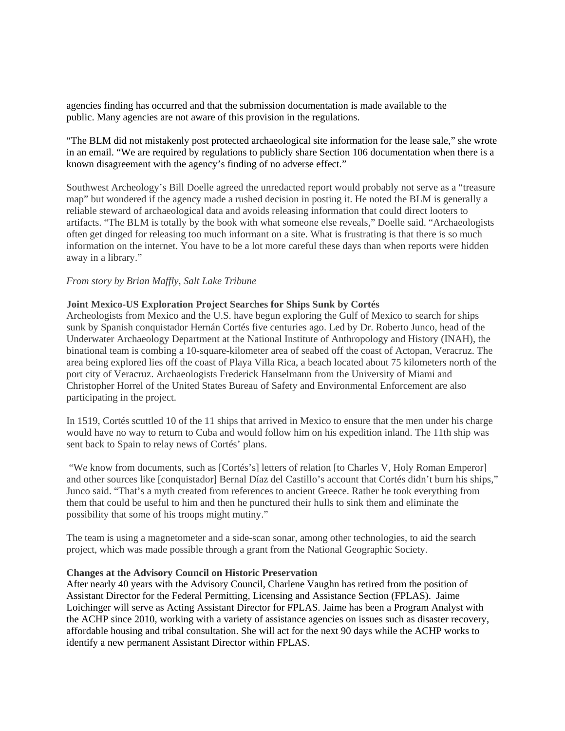agencies finding has occurred and that the submission documentation is made available to the public. Many agencies are not aware of this provision in the regulations.

"The BLM did not mistakenly post protected archaeological site information for the lease sale," she wrote in an email. "We are required by regulations to publicly share Section 106 documentation when there is a known disagreement with the agency's finding of no adverse effect."

Southwest Archeology's Bill Doelle agreed the unredacted report would probably not serve as a "treasure map" but wondered if the agency made a rushed decision in posting it. He noted the BLM is generally a reliable steward of archaeological data and avoids releasing information that could direct looters to artifacts. "The BLM is totally by the book with what someone else reveals," Doelle said. "Archaeologists often get dinged for releasing too much informant on a site. What is frustrating is that there is so much information on the internet. You have to be a lot more careful these days than when reports were hidden away in a library."

*From story by Brian Maffly, Salt Lake Tribune*

**Joint Mexico-US Exploration Project Searches for Ships Sunk by Cortés**

Archeologists from Mexico and the U.S. have begun exploring the Gulf of Mexico to search for ships sunk by Spanish conquistador Hernán Cortés five centuries ago. Led by Dr. Roberto Junco, head of the Underwater Archaeology Department at the National Institute of Anthropology and History (INAH), the binational team is combing a 10-square-kilometer area of seabed off the coast of Actopan, Veracruz. The area being explored lies off the coast of Playa Villa Rica, a beach located about 75 kilometers north of the port city of Veracruz. Archaeologists Frederick Hanselmann from the University of Miami and Christopher Horrel of the United States Bureau of Safety and Environmental Enforcement are also participating in the project.

In 1519, Cortés scuttled 10 of the 11 ships that arrived in Mexico to ensure that the men under his charge would have no way to return to Cuba and would follow him on his expedition inland. The 11th ship was sent back to Spain to relay news of Cortés' plans.

"We know from documents, such as [Cortés's] letters of relation [to Charles V, Holy Roman Emperor] and other sources like [conquistador] Bernal Díaz del Castillo's account that Cortés didn't burn his ships," Junco said. "That's a myth created from references to ancient Greece. Rather he took everything from them that could be useful to him and then he punctured their hulls to sink them and eliminate the possibility that some of his troops might mutiny."

The team is using a magnetometer and a side-scan sonar, among other technologies, to aid the search project, which was made possible through a grant from the National Geographic Society.

**Changes at the Advisory Council on Historic Preservation**

After nearly 40 years with the Advisory Council, Charlene Vaughn has retired from the position of Assistant Director for the Federal Permitting, Licensing and Assistance Section (FPLAS). Jaime Loichinger will serve as Acting Assistant Director for FPLAS. Jaime has been a Program Analyst with the ACHP since 2010, working with a variety of assistance agencies on issues such as disaster recovery, affordable housing and tribal consultation. She will act for the next 90 days while the ACHP works to identify a new permanent Assistant Director within FPLAS.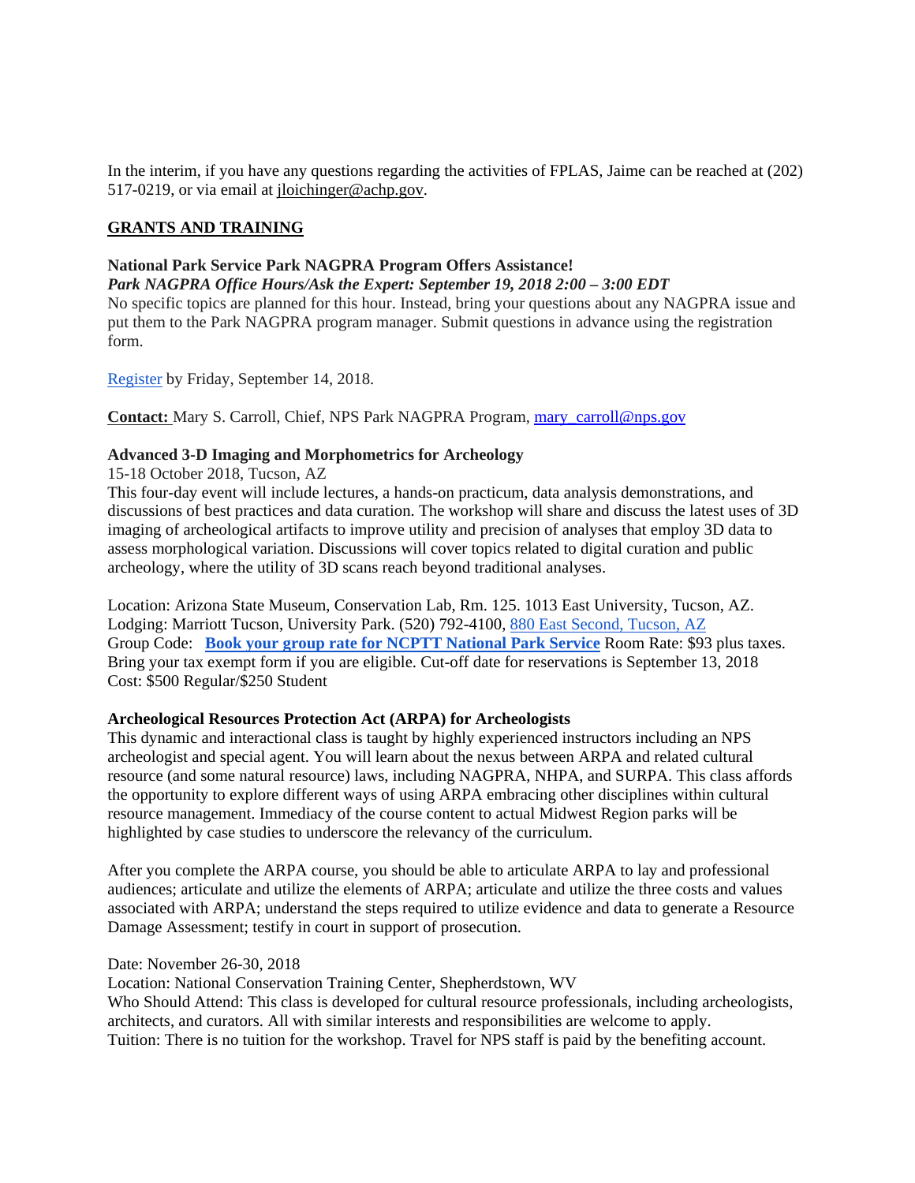In the interim, if you have any questions regarding the activities of FPLAS, Jaime can be reached at (202) 517-0219, or via email at jloichinger@achp.gov.

## GRANTS AND TRAINING

**National Park Service Park NAGPRA Program Offers Assistance!**

***Park NAGPRA Office Hours/Ask the Expert: September 19, 2018 2:00 – 3:00 EDT***

No specific topics are planned for this hour. Instead, bring your questions about any NAGPRA issue and put them to the Park NAGPRA program manager. Submit questions in advance using the registration form.

Register by Friday, September 14, 2018.

**Contact:** Mary S. Carroll, Chief, NPS Park NAGPRA Program, mary_carroll@nps.gov

**Advanced 3-D Imaging and Morphometrics for Archeology**

15-18 October 2018, Tucson, AZ

This four-day event will include lectures, a hands-on practicum, data analysis demonstrations, and discussions of best practices and data curation. The workshop will share and discuss the latest uses of 3D imaging of archeological artifacts to improve utility and precision of analyses that employ 3D data to assess morphological variation. Discussions will cover topics related to digital curation and public archeology, where the utility of 3D scans reach beyond traditional analyses.

Location: Arizona State Museum, Conservation Lab, Rm. 125. 1013 East University, Tucson, AZ.
Lodging: Marriott Tucson, University Park. (520) 792-4100, 880 East Second, Tucson, AZ
Group Code: **Book your group rate for NCPTT National Park Service** Room Rate: $93 plus taxes. Bring your tax exempt form if you are eligible. Cut-off date for reservations is September 13, 2018
Cost: $500 Regular/$250 Student

**Archeological Resources Protection Act (ARPA) for Archeologists**

This dynamic and interactional class is taught by highly experienced instructors including an NPS archeologist and special agent. You will learn about the nexus between ARPA and related cultural resource (and some natural resource) laws, including NAGPRA, NHPA, and SURPA. This class affords the opportunity to explore different ways of using ARPA embracing other disciplines within cultural resource management. Immediacy of the course content to actual Midwest Region parks will be highlighted by case studies to underscore the relevancy of the curriculum.

After you complete the ARPA course, you should be able to articulate ARPA to lay and professional audiences; articulate and utilize the elements of ARPA; articulate and utilize the three costs and values associated with ARPA; understand the steps required to utilize evidence and data to generate a Resource Damage Assessment; testify in court in support of prosecution.

Date: November 26-30, 2018
Location: National Conservation Training Center, Shepherdstown, WV
Who Should Attend: This class is developed for cultural resource professionals, including archeologists, architects, and curators. All with similar interests and responsibilities are welcome to apply.
Tuition: There is no tuition for the workshop. Travel for NPS staff is paid by the benefiting account.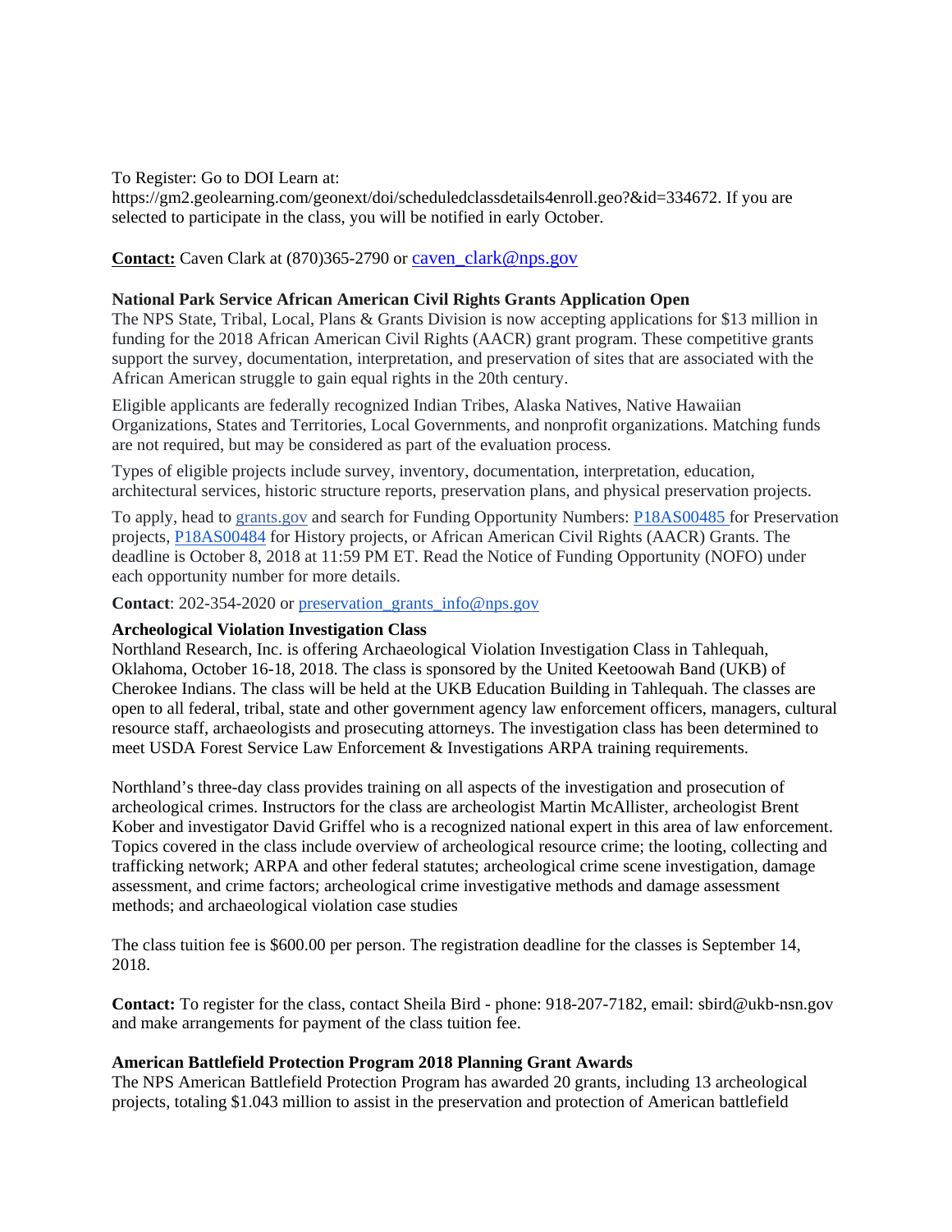To Register: Go to DOI Learn at: https://gm2.geolearning.com/geonext/doi/scheduledclassdetails4enroll.geo?&id=334672. If you are selected to participate in the class, you will be notified in early October.

**Contact:** Caven Clark at (870)365-2790 or caven_clark@nps.gov

**National Park Service African American Civil Rights Grants Application Open**

The NPS State, Tribal, Local, Plans & Grants Division is now accepting applications for $13 million in funding for the 2018 African American Civil Rights (AACR) grant program. These competitive grants support the survey, documentation, interpretation, and preservation of sites that are associated with the African American struggle to gain equal rights in the 20th century.

Eligible applicants are federally recognized Indian Tribes, Alaska Natives, Native Hawaiian Organizations, States and Territories, Local Governments, and nonprofit organizations. Matching funds are not required, but may be considered as part of the evaluation process.

Types of eligible projects include survey, inventory, documentation, interpretation, education, architectural services, historic structure reports, preservation plans, and physical preservation projects.

To apply, head to grants.gov and search for Funding Opportunity Numbers: P18AS00485 for Preservation projects, P18AS00484 for History projects, or African American Civil Rights (AACR) Grants. The deadline is October 8, 2018 at 11:59 PM ET. Read the Notice of Funding Opportunity (NOFO) under each opportunity number for more details.

**Contact**: 202-354-2020 or preservation_grants_info@nps.gov

**Archeological Violation Investigation Class**

Northland Research, Inc. is offering Archaeological Violation Investigation Class in Tahlequah, Oklahoma, October 16-18, 2018. The class is sponsored by the United Keetoowah Band (UKB) of Cherokee Indians. The class will be held at the UKB Education Building in Tahlequah. The classes are open to all federal, tribal, state and other government agency law enforcement officers, managers, cultural resource staff, archaeologists and prosecuting attorneys. The investigation class has been determined to meet USDA Forest Service Law Enforcement & Investigations ARPA training requirements.

Northland's three-day class provides training on all aspects of the investigation and prosecution of archeological crimes. Instructors for the class are archeologist Martin McAllister, archeologist Brent Kober and investigator David Griffel who is a recognized national expert in this area of law enforcement. Topics covered in the class include overview of archeological resource crime; the looting, collecting and trafficking network; ARPA and other federal statutes; archeological crime scene investigation, damage assessment, and crime factors; archeological crime investigative methods and damage assessment methods; and archaeological violation case studies

The class tuition fee is $600.00 per person. The registration deadline for the classes is September 14, 2018.

**Contact:** To register for the class, contact Sheila Bird - phone: 918-207-7182, email: sbird@ukb-nsn.gov and make arrangements for payment of the class tuition fee.

**American Battlefield Protection Program 2018 Planning Grant Awards**

The NPS American Battlefield Protection Program has awarded 20 grants, including 13 archeological projects, totaling $1.043 million to assist in the preservation and protection of American battlefield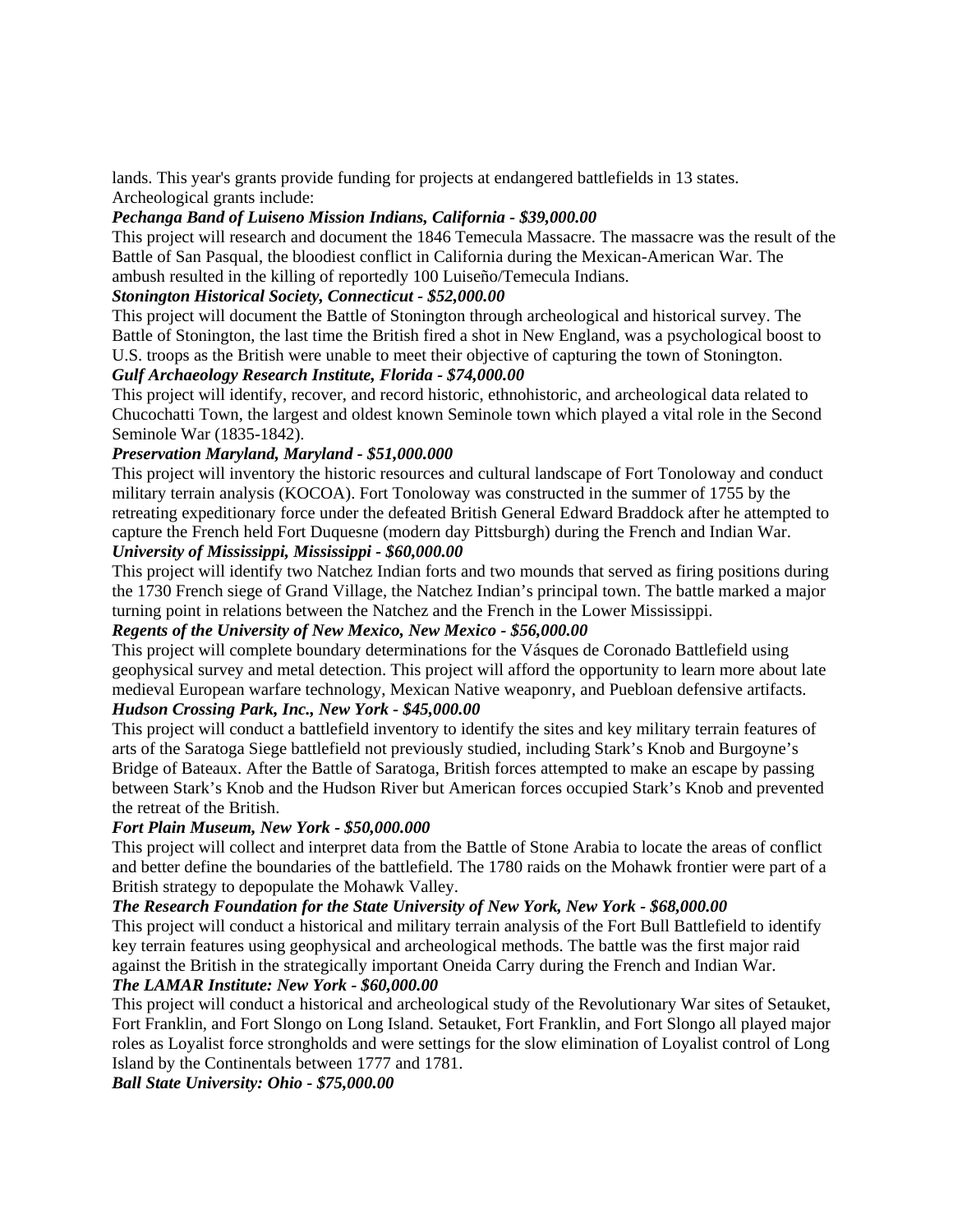lands. This year's grants provide funding for projects at endangered battlefields in 13 states.
Archeological grants include:

***Pechanga Band of Luiseno Mission Indians, California - $39,000.00***

This project will research and document the 1846 Temecula Massacre. The massacre was the result of the Battle of San Pasqual, the bloodiest conflict in California during the Mexican-American War. The ambush resulted in the killing of reportedly 100 Luiseño/Temecula Indians.

***Stonington Historical Society, Connecticut - $52,000.00***

This project will document the Battle of Stonington through archeological and historical survey. The Battle of Stonington, the last time the British fired a shot in New England, was a psychological boost to U.S. troops as the British were unable to meet their objective of capturing the town of Stonington.

***Gulf Archaeology Research Institute, Florida - $74,000.00***

This project will identify, recover, and record historic, ethnohistoric, and archeological data related to Chucochatti Town, the largest and oldest known Seminole town which played a vital role in the Second Seminole War (1835-1842).

***Preservation Maryland, Maryland - $51,000.000***

This project will inventory the historic resources and cultural landscape of Fort Tonoloway and conduct military terrain analysis (KOCOA). Fort Tonoloway was constructed in the summer of 1755 by the retreating expeditionary force under the defeated British General Edward Braddock after he attempted to capture the French held Fort Duquesne (modern day Pittsburgh) during the French and Indian War.

***University of Mississippi, Mississippi - $60,000.00***

This project will identify two Natchez Indian forts and two mounds that served as firing positions during the 1730 French siege of Grand Village, the Natchez Indian's principal town. The battle marked a major turning point in relations between the Natchez and the French in the Lower Mississippi.

***Regents of the University of New Mexico, New Mexico - $56,000.00***

This project will complete boundary determinations for the Vásques de Coronado Battlefield using geophysical survey and metal detection. This project will afford the opportunity to learn more about late medieval European warfare technology, Mexican Native weaponry, and Puebloan defensive artifacts.

***Hudson Crossing Park, Inc., New York - $45,000.00***

This project will conduct a battlefield inventory to identify the sites and key military terrain features of arts of the Saratoga Siege battlefield not previously studied, including Stark's Knob and Burgoyne's Bridge of Bateaux. After the Battle of Saratoga, British forces attempted to make an escape by passing between Stark's Knob and the Hudson River but American forces occupied Stark's Knob and prevented the retreat of the British.

***Fort Plain Museum, New York - $50,000.000***

This project will collect and interpret data from the Battle of Stone Arabia to locate the areas of conflict and better define the boundaries of the battlefield. The 1780 raids on the Mohawk frontier were part of a British strategy to depopulate the Mohawk Valley.

***The Research Foundation for the State University of New York, New York - $68,000.00***

This project will conduct a historical and military terrain analysis of the Fort Bull Battlefield to identify key terrain features using geophysical and archeological methods. The battle was the first major raid against the British in the strategically important Oneida Carry during the French and Indian War.

***The LAMAR Institute: New York - $60,000.00***

This project will conduct a historical and archeological study of the Revolutionary War sites of Setauket, Fort Franklin, and Fort Slongo on Long Island. Setauket, Fort Franklin, and Fort Slongo all played major roles as Loyalist force strongholds and were settings for the slow elimination of Loyalist control of Long Island by the Continentals between 1777 and 1781.

***Ball State University: Ohio - $75,000.00***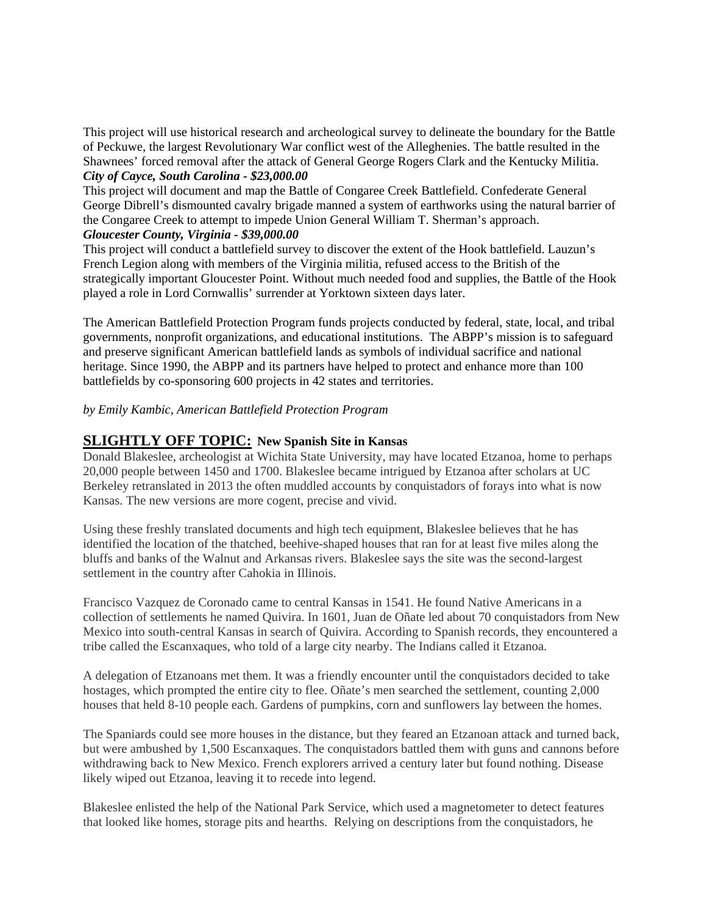This project will use historical research and archeological survey to delineate the boundary for the Battle of Peckuwe, the largest Revolutionary War conflict west of the Alleghenies. The battle resulted in the Shawnees' forced removal after the attack of General George Rogers Clark and the Kentucky Militia.

***City of Cayce, South Carolina - $23,000.00***

This project will document and map the Battle of Congaree Creek Battlefield. Confederate General George Dibrell's dismounted cavalry brigade manned a system of earthworks using the natural barrier of the Congaree Creek to attempt to impede Union General William T. Sherman's approach.

***Gloucester County, Virginia - $39,000.00***

This project will conduct a battlefield survey to discover the extent of the Hook battlefield. Lauzun's French Legion along with members of the Virginia militia, refused access to the British of the strategically important Gloucester Point. Without much needed food and supplies, the Battle of the Hook played a role in Lord Cornwallis' surrender at Yorktown sixteen days later.

The American Battlefield Protection Program funds projects conducted by federal, state, local, and tribal governments, nonprofit organizations, and educational institutions. The ABPP's mission is to safeguard and preserve significant American battlefield lands as symbols of individual sacrifice and national heritage. Since 1990, the ABPP and its partners have helped to protect and enhance more than 100 battlefields by co-sponsoring 600 projects in 42 states and territories.

*by Emily Kambic, American Battlefield Protection Program*

## SLIGHTLY OFF TOPIC: **New Spanish Site in Kansas**

Donald Blakeslee, archeologist at Wichita State University, may have located Etzanoa, home to perhaps 20,000 people between 1450 and 1700. Blakeslee became intrigued by Etzanoa after scholars at UC Berkeley retranslated in 2013 the often muddled accounts by conquistadors of forays into what is now Kansas. The new versions are more cogent, precise and vivid.

Using these freshly translated documents and high tech equipment, Blakeslee believes that he has identified the location of the thatched, beehive-shaped houses that ran for at least five miles along the bluffs and banks of the Walnut and Arkansas rivers. Blakeslee says the site was the second-largest settlement in the country after Cahokia in Illinois.

Francisco Vazquez de Coronado came to central Kansas in 1541. He found Native Americans in a collection of settlements he named Quivira. In 1601, Juan de Oñate led about 70 conquistadors from New Mexico into south-central Kansas in search of Quivira. According to Spanish records, they encountered a tribe called the Escanxaques, who told of a large city nearby. The Indians called it Etzanoa.

A delegation of Etzanoans met them. It was a friendly encounter until the conquistadors decided to take hostages, which prompted the entire city to flee. Oñate's men searched the settlement, counting 2,000 houses that held 8-10 people each. Gardens of pumpkins, corn and sunflowers lay between the homes.

The Spaniards could see more houses in the distance, but they feared an Etzanoan attack and turned back, but were ambushed by 1,500 Escanxaques. The conquistadors battled them with guns and cannons before withdrawing back to New Mexico. French explorers arrived a century later but found nothing. Disease likely wiped out Etzanoa, leaving it to recede into legend.

Blakeslee enlisted the help of the National Park Service, which used a magnetometer to detect features that looked like homes, storage pits and hearths. Relying on descriptions from the conquistadors, he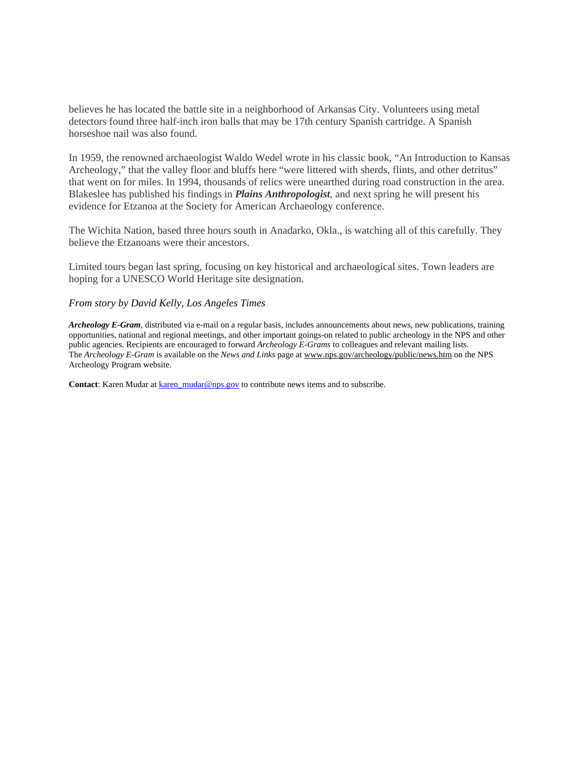believes he has located the battle site in a neighborhood of Arkansas City. Volunteers using metal detectors found three half-inch iron balls that may be 17th century Spanish cartridge. A Spanish horseshoe nail was also found.

In 1959, the renowned archaeologist Waldo Wedel wrote in his classic book, "An Introduction to Kansas Archeology," that the valley floor and bluffs here "were littered with sherds, flints, and other detritus" that went on for miles. In 1994, thousands of relics were unearthed during road construction in the area. Blakeslee has published his findings in ***Plains Anthropologist***, and next spring he will present his evidence for Etzanoa at the Society for American Archaeology conference.

The Wichita Nation, based three hours south in Anadarko, Okla., is watching all of this carefully. They believe the Etzanoans were their ancestors.

Limited tours began last spring, focusing on key historical and archaeological sites. Town leaders are hoping for a UNESCO World Heritage site designation.

*From story by David Kelly, Los Angeles Times*

***Archeology E-Gram***, distributed via e-mail on a regular basis, includes announcements about news, new publications, training opportunities, national and regional meetings, and other important goings-on related to public archeology in the NPS and other public agencies. Recipients are encouraged to forward *Archeology E-Grams* to colleagues and relevant mailing lists. The *Archeology E-Gram* is available on the *News and Links* page at www.nps.gov/archeology/public/news.htm on the NPS Archeology Program website.

**Contact**: Karen Mudar at karen_mudar@nps.gov to contribute news items and to subscribe.